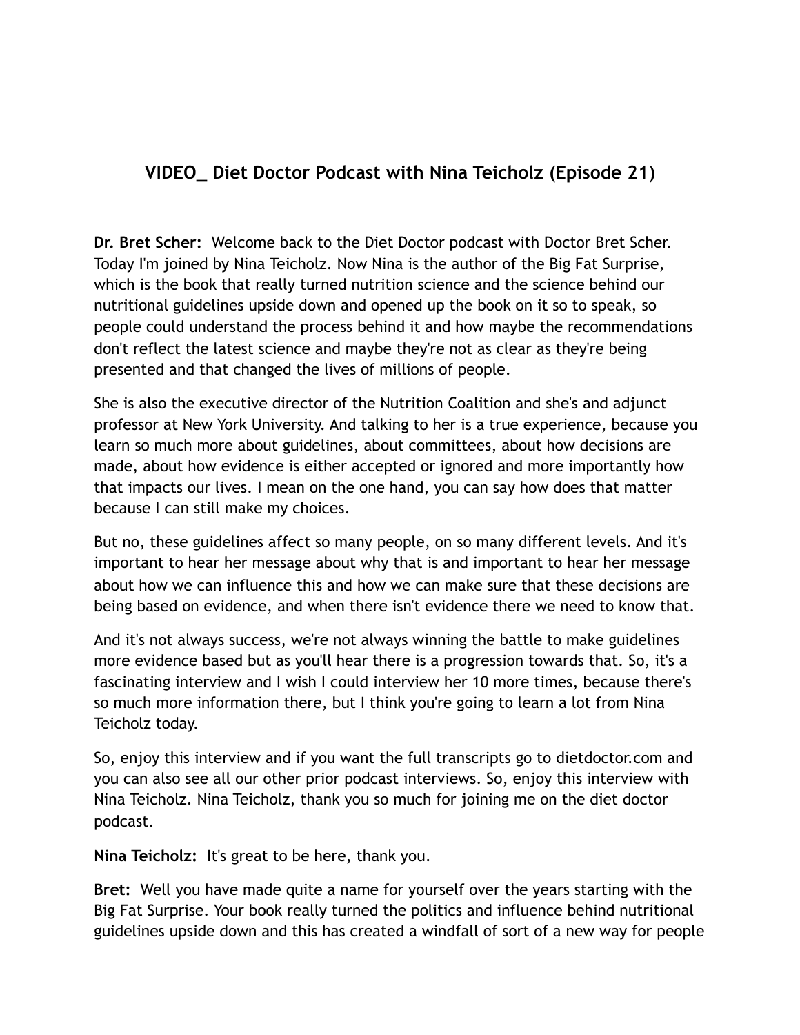# VIDEO_ Diet Doctor Podcast with Nina Teicholz (Episode 21)

**Dr. Bret Scher:** Welcome back to the Diet Doctor podcast with Doctor Bret Scher. Today I'm joined by Nina Teicholz. Now Nina is the author of the Big Fat Surprise, which is the book that really turned nutrition science and the science behind our nutritional guidelines upside down and opened up the book on it so to speak, so people could understand the process behind it and how maybe the recommendations don't reflect the latest science and maybe they're not as clear as they're being presented and that changed the lives of millions of people.

She is also the executive director of the Nutrition Coalition and she's and adjunct professor at New York University. And talking to her is a true experience, because you learn so much more about guidelines, about committees, about how decisions are made, about how evidence is either accepted or ignored and more importantly how that impacts our lives. I mean on the one hand, you can say how does that matter because I can still make my choices.

But no, these guidelines affect so many people, on so many different levels. And it's important to hear her message about why that is and important to hear her message about how we can influence this and how we can make sure that these decisions are being based on evidence, and when there isn't evidence there we need to know that.

And it's not always success, we're not always winning the battle to make guidelines more evidence based but as you'll hear there is a progression towards that. So, it's a fascinating interview and I wish I could interview her 10 more times, because there's so much more information there, but I think you're going to learn a lot from Nina Teicholz today.

So, enjoy this interview and if you want the full transcripts go to dietdoctor.com and you can also see all our other prior podcast interviews. So, enjoy this interview with Nina Teicholz. Nina Teicholz, thank you so much for joining me on the diet doctor podcast.

**Nina Teicholz:** It's great to be here, thank you.

**Bret:** Well you have made quite a name for yourself over the years starting with the Big Fat Surprise. Your book really turned the politics and influence behind nutritional guidelines upside down and this has created a windfall of sort of a new way for people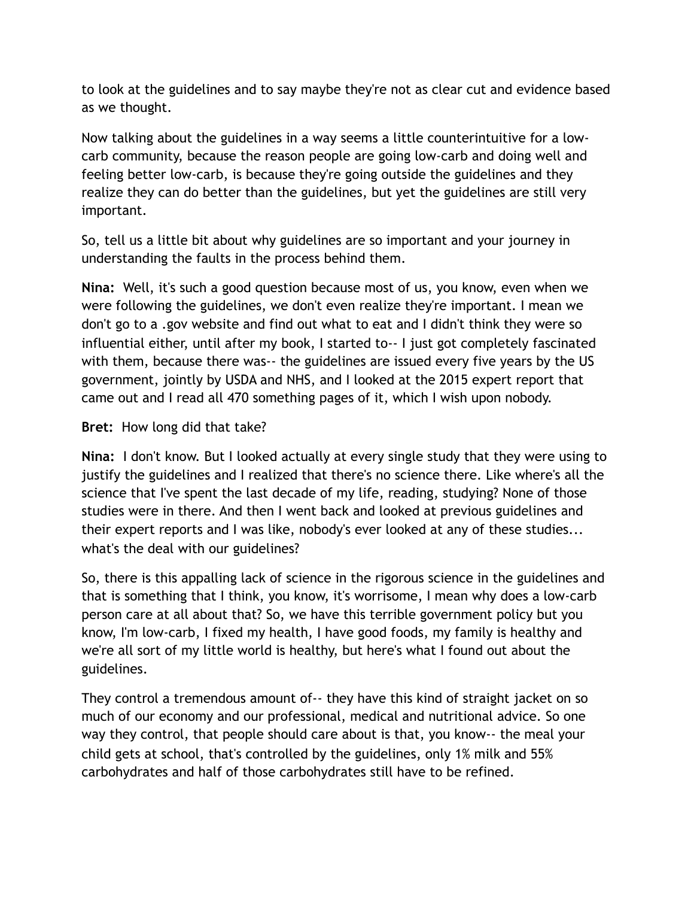to look at the guidelines and to say maybe they're not as clear cut and evidence based as we thought.

Now talking about the guidelines in a way seems a little counterintuitive for a low-carb community, because the reason people are going low-carb and doing well and feeling better low-carb, is because they're going outside the guidelines and they realize they can do better than the guidelines, but yet the guidelines are still very important.

So, tell us a little bit about why guidelines are so important and your journey in understanding the faults in the process behind them.

**Nina:** Well, it's such a good question because most of us, you know, even when we were following the guidelines, we don't even realize they're important. I mean we don't go to a .gov website and find out what to eat and I didn't think they were so influential either, until after my book, I started to-- I just got completely fascinated with them, because there was-- the guidelines are issued every five years by the US government, jointly by USDA and NHS, and I looked at the 2015 expert report that came out and I read all 470 something pages of it, which I wish upon nobody.

**Bret:** How long did that take?

**Nina:** I don't know. But I looked actually at every single study that they were using to justify the guidelines and I realized that there's no science there. Like where's all the science that I've spent the last decade of my life, reading, studying? None of those studies were in there. And then I went back and looked at previous guidelines and their expert reports and I was like, nobody's ever looked at any of these studies... what's the deal with our guidelines?

So, there is this appalling lack of science in the rigorous science in the guidelines and that is something that I think, you know, it's worrisome, I mean why does a low-carb person care at all about that? So, we have this terrible government policy but you know, I'm low-carb, I fixed my health, I have good foods, my family is healthy and we're all sort of my little world is healthy, but here's what I found out about the guidelines.

They control a tremendous amount of-- they have this kind of straight jacket on so much of our economy and our professional, medical and nutritional advice. So one way they control, that people should care about is that, you know-- the meal your child gets at school, that's controlled by the guidelines, only 1% milk and 55% carbohydrates and half of those carbohydrates still have to be refined.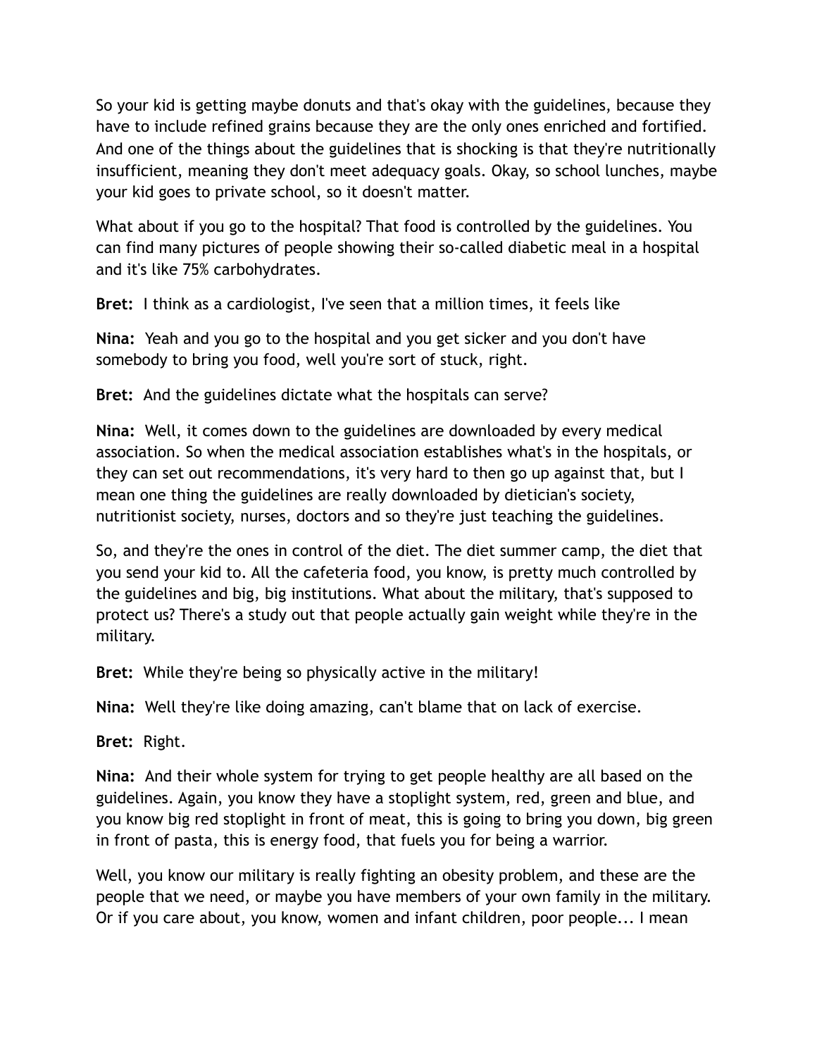So your kid is getting maybe donuts and that's okay with the guidelines, because they have to include refined grains because they are the only ones enriched and fortified. And one of the things about the guidelines that is shocking is that they're nutritionally insufficient, meaning they don't meet adequacy goals. Okay, so school lunches, maybe your kid goes to private school, so it doesn't matter.

What about if you go to the hospital? That food is controlled by the guidelines. You can find many pictures of people showing their so-called diabetic meal in a hospital and it's like 75% carbohydrates.

**Bret:** I think as a cardiologist, I've seen that a million times, it feels like

**Nina:** Yeah and you go to the hospital and you get sicker and you don't have somebody to bring you food, well you're sort of stuck, right.

**Bret:** And the guidelines dictate what the hospitals can serve?

**Nina:** Well, it comes down to the guidelines are downloaded by every medical association. So when the medical association establishes what's in the hospitals, or they can set out recommendations, it's very hard to then go up against that, but I mean one thing the guidelines are really downloaded by dietician's society, nutritionist society, nurses, doctors and so they're just teaching the guidelines.

So, and they're the ones in control of the diet. The diet summer camp, the diet that you send your kid to. All the cafeteria food, you know, is pretty much controlled by the guidelines and big, big institutions. What about the military, that's supposed to protect us? There's a study out that people actually gain weight while they're in the military.

**Bret:** While they're being so physically active in the military!

**Nina:** Well they're like doing amazing, can't blame that on lack of exercise.

**Bret:** Right.

**Nina:** And their whole system for trying to get people healthy are all based on the guidelines. Again, you know they have a stoplight system, red, green and blue, and you know big red stoplight in front of meat, this is going to bring you down, big green in front of pasta, this is energy food, that fuels you for being a warrior.

Well, you know our military is really fighting an obesity problem, and these are the people that we need, or maybe you have members of your own family in the military. Or if you care about, you know, women and infant children, poor people... I mean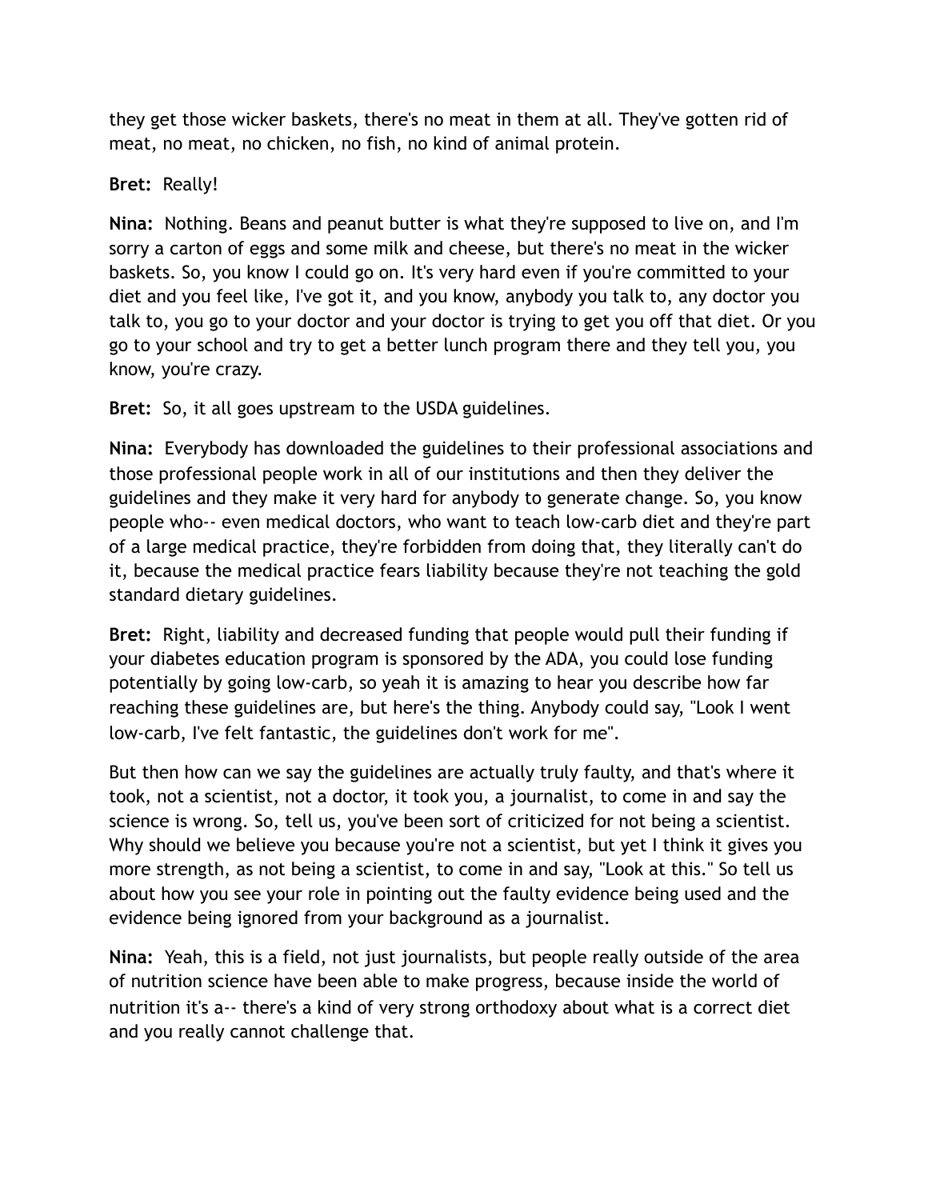they get those wicker baskets, there's no meat in them at all. They've gotten rid of meat, no meat, no chicken, no fish, no kind of animal protein.

**Bret:** Really!

**Nina:** Nothing. Beans and peanut butter is what they're supposed to live on, and I'm sorry a carton of eggs and some milk and cheese, but there's no meat in the wicker baskets. So, you know I could go on. It's very hard even if you're committed to your diet and you feel like, I've got it, and you know, anybody you talk to, any doctor you talk to, you go to your doctor and your doctor is trying to get you off that diet. Or you go to your school and try to get a better lunch program there and they tell you, you know, you're crazy.

**Bret:** So, it all goes upstream to the USDA guidelines.

**Nina:** Everybody has downloaded the guidelines to their professional associations and those professional people work in all of our institutions and then they deliver the guidelines and they make it very hard for anybody to generate change. So, you know people who-- even medical doctors, who want to teach low-carb diet and they're part of a large medical practice, they're forbidden from doing that, they literally can't do it, because the medical practice fears liability because they're not teaching the gold standard dietary guidelines.

**Bret:** Right, liability and decreased funding that people would pull their funding if your diabetes education program is sponsored by the ADA, you could lose funding potentially by going low-carb, so yeah it is amazing to hear you describe how far reaching these guidelines are, but here's the thing. Anybody could say, "Look I went low-carb, I've felt fantastic, the guidelines don't work for me".

But then how can we say the guidelines are actually truly faulty, and that's where it took, not a scientist, not a doctor, it took you, a journalist, to come in and say the science is wrong. So, tell us, you've been sort of criticized for not being a scientist. Why should we believe you because you're not a scientist, but yet I think it gives you more strength, as not being a scientist, to come in and say, "Look at this." So tell us about how you see your role in pointing out the faulty evidence being used and the evidence being ignored from your background as a journalist.

**Nina:** Yeah, this is a field, not just journalists, but people really outside of the area of nutrition science have been able to make progress, because inside the world of nutrition it's a-- there's a kind of very strong orthodoxy about what is a correct diet and you really cannot challenge that.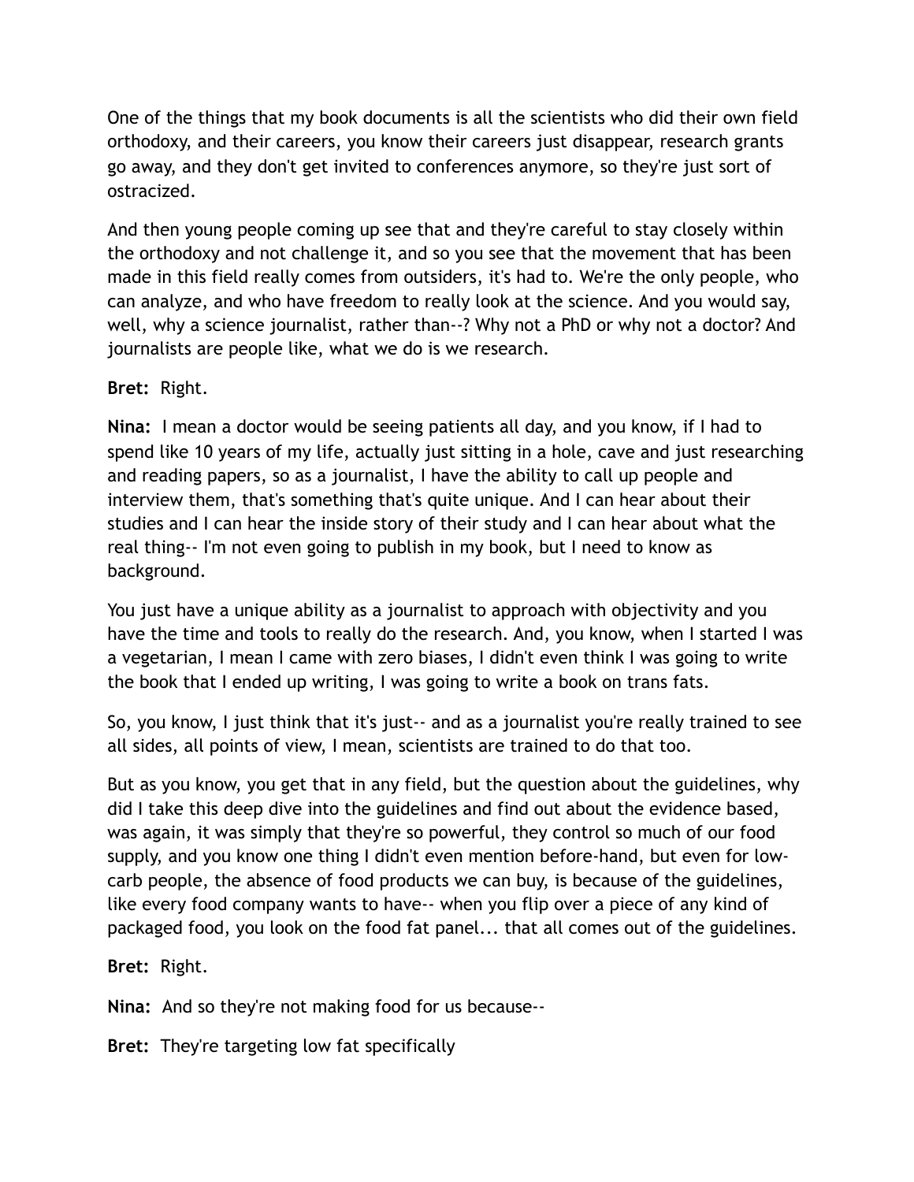One of the things that my book documents is all the scientists who did their own field orthodoxy, and their careers, you know their careers just disappear, research grants go away, and they don't get invited to conferences anymore, so they're just sort of ostracized.

And then young people coming up see that and they're careful to stay closely within the orthodoxy and not challenge it, and so you see that the movement that has been made in this field really comes from outsiders, it's had to. We're the only people, who can analyze, and who have freedom to really look at the science. And you would say, well, why a science journalist, rather than--? Why not a PhD or why not a doctor? And journalists are people like, what we do is we research.

**Bret:** Right.

**Nina:** I mean a doctor would be seeing patients all day, and you know, if I had to spend like 10 years of my life, actually just sitting in a hole, cave and just researching and reading papers, so as a journalist, I have the ability to call up people and interview them, that's something that's quite unique. And I can hear about their studies and I can hear the inside story of their study and I can hear about what the real thing-- I'm not even going to publish in my book, but I need to know as background.

You just have a unique ability as a journalist to approach with objectivity and you have the time and tools to really do the research. And, you know, when I started I was a vegetarian, I mean I came with zero biases, I didn't even think I was going to write the book that I ended up writing, I was going to write a book on trans fats.

So, you know, I just think that it's just-- and as a journalist you're really trained to see all sides, all points of view, I mean, scientists are trained to do that too.

But as you know, you get that in any field, but the question about the guidelines, why did I take this deep dive into the guidelines and find out about the evidence based, was again, it was simply that they're so powerful, they control so much of our food supply, and you know one thing I didn't even mention before-hand, but even for low-carb people, the absence of food products we can buy, is because of the guidelines, like every food company wants to have-- when you flip over a piece of any kind of packaged food, you look on the food fat panel... that all comes out of the guidelines.

**Bret:** Right.

**Nina:** And so they're not making food for us because--

**Bret:** They're targeting low fat specifically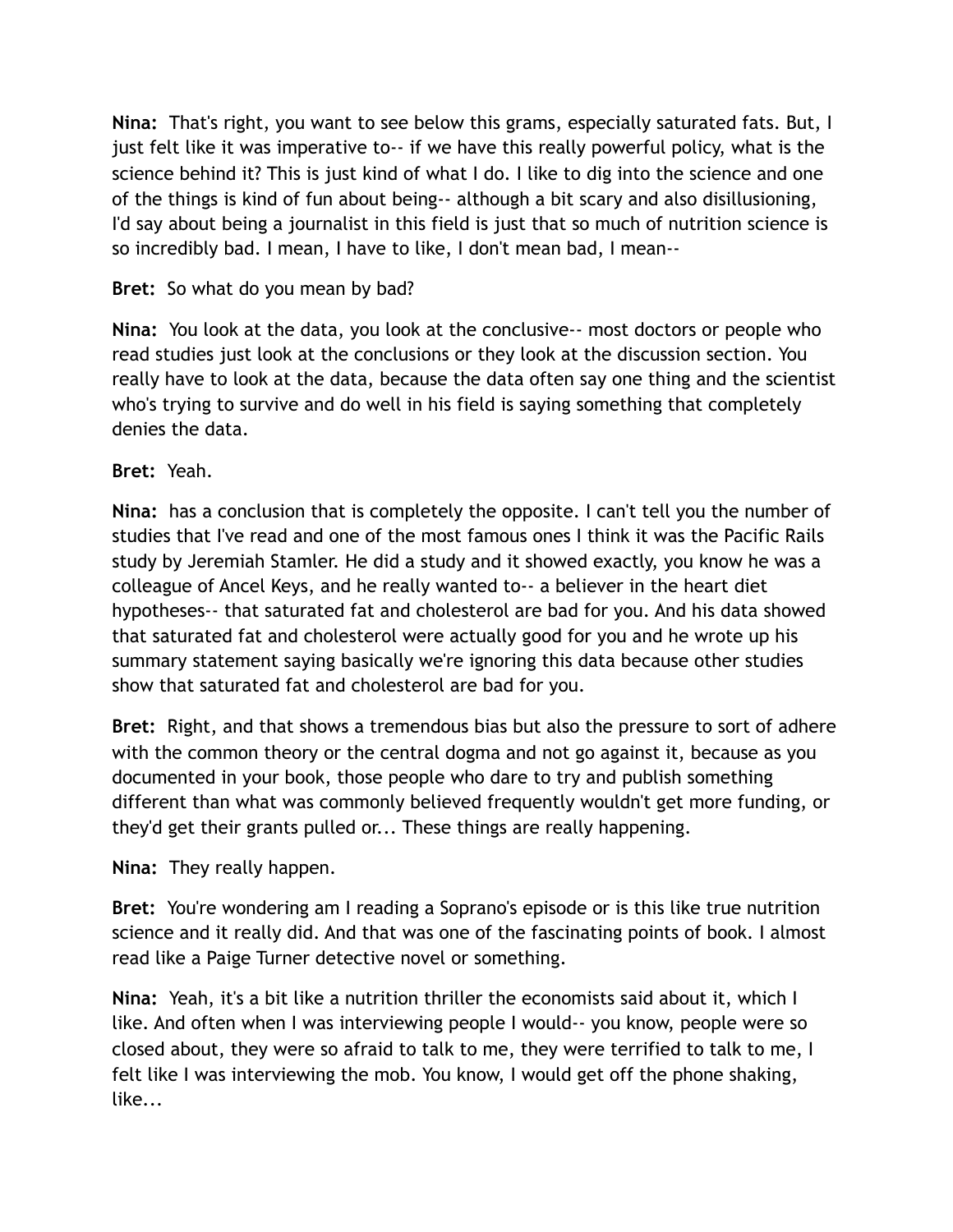**Nina:** That's right, you want to see below this grams, especially saturated fats. But, I just felt like it was imperative to-- if we have this really powerful policy, what is the science behind it? This is just kind of what I do. I like to dig into the science and one of the things is kind of fun about being-- although a bit scary and also disillusioning, I'd say about being a journalist in this field is just that so much of nutrition science is so incredibly bad. I mean, I have to like, I don't mean bad, I mean--

**Bret:** So what do you mean by bad?

**Nina:** You look at the data, you look at the conclusive-- most doctors or people who read studies just look at the conclusions or they look at the discussion section. You really have to look at the data, because the data often say one thing and the scientist who's trying to survive and do well in his field is saying something that completely denies the data.

**Bret:** Yeah.

**Nina:** has a conclusion that is completely the opposite. I can't tell you the number of studies that I've read and one of the most famous ones I think it was the Pacific Rails study by Jeremiah Stamler. He did a study and it showed exactly, you know he was a colleague of Ancel Keys, and he really wanted to-- a believer in the heart diet hypotheses-- that saturated fat and cholesterol are bad for you. And his data showed that saturated fat and cholesterol were actually good for you and he wrote up his summary statement saying basically we're ignoring this data because other studies show that saturated fat and cholesterol are bad for you.

**Bret:** Right, and that shows a tremendous bias but also the pressure to sort of adhere with the common theory or the central dogma and not go against it, because as you documented in your book, those people who dare to try and publish something different than what was commonly believed frequently wouldn't get more funding, or they'd get their grants pulled or... These things are really happening.

**Nina:** They really happen.

**Bret:** You're wondering am I reading a Soprano's episode or is this like true nutrition science and it really did. And that was one of the fascinating points of book. I almost read like a Paige Turner detective novel or something.

**Nina:** Yeah, it's a bit like a nutrition thriller the economists said about it, which I like. And often when I was interviewing people I would-- you know, people were so closed about, they were so afraid to talk to me, they were terrified to talk to me, I felt like I was interviewing the mob. You know, I would get off the phone shaking, like...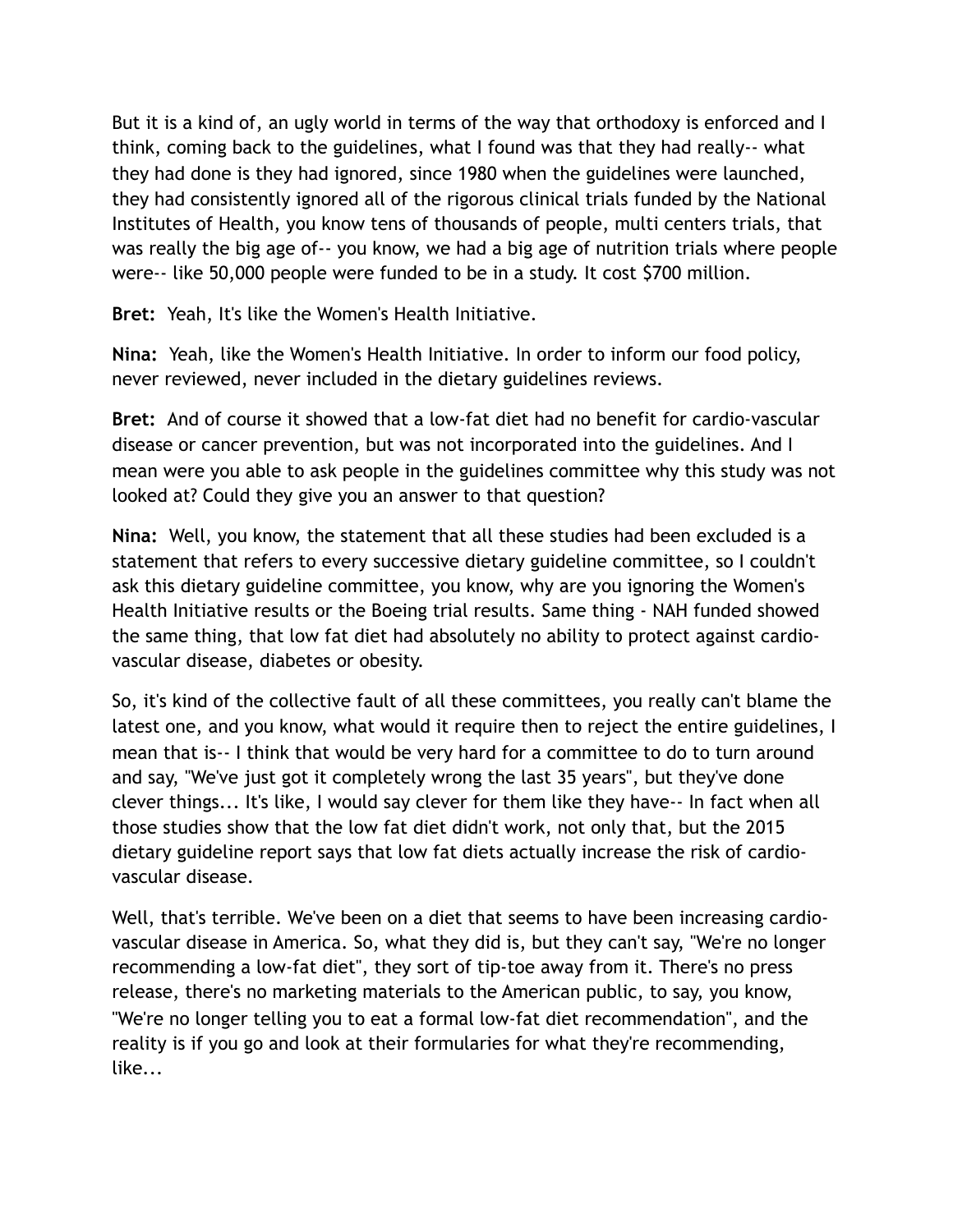But it is a kind of, an ugly world in terms of the way that orthodoxy is enforced and I think, coming back to the guidelines, what I found was that they had really-- what they had done is they had ignored, since 1980 when the guidelines were launched, they had consistently ignored all of the rigorous clinical trials funded by the National Institutes of Health, you know tens of thousands of people, multi centers trials, that was really the big age of-- you know, we had a big age of nutrition trials where people were-- like 50,000 people were funded to be in a study. It cost $700 million.

**Bret:** Yeah, It's like the Women's Health Initiative.

**Nina:** Yeah, like the Women's Health Initiative. In order to inform our food policy, never reviewed, never included in the dietary guidelines reviews.

**Bret:** And of course it showed that a low-fat diet had no benefit for cardio-vascular disease or cancer prevention, but was not incorporated into the guidelines. And I mean were you able to ask people in the guidelines committee why this study was not looked at? Could they give you an answer to that question?

**Nina:** Well, you know, the statement that all these studies had been excluded is a statement that refers to every successive dietary guideline committee, so I couldn't ask this dietary guideline committee, you know, why are you ignoring the Women's Health Initiative results or the Boeing trial results. Same thing - NAH funded showed the same thing, that low fat diet had absolutely no ability to protect against cardio-vascular disease, diabetes or obesity.

So, it's kind of the collective fault of all these committees, you really can't blame the latest one, and you know, what would it require then to reject the entire guidelines, I mean that is-- I think that would be very hard for a committee to do to turn around and say, "We've just got it completely wrong the last 35 years", but they've done clever things... It's like, I would say clever for them like they have-- In fact when all those studies show that the low fat diet didn't work, not only that, but the 2015 dietary guideline report says that low fat diets actually increase the risk of cardio-vascular disease.

Well, that's terrible. We've been on a diet that seems to have been increasing cardio-vascular disease in America. So, what they did is, but they can't say, "We're no longer recommending a low-fat diet", they sort of tip-toe away from it. There's no press release, there's no marketing materials to the American public, to say, you know, "We're no longer telling you to eat a formal low-fat diet recommendation", and the reality is if you go and look at their formularies for what they're recommending, like...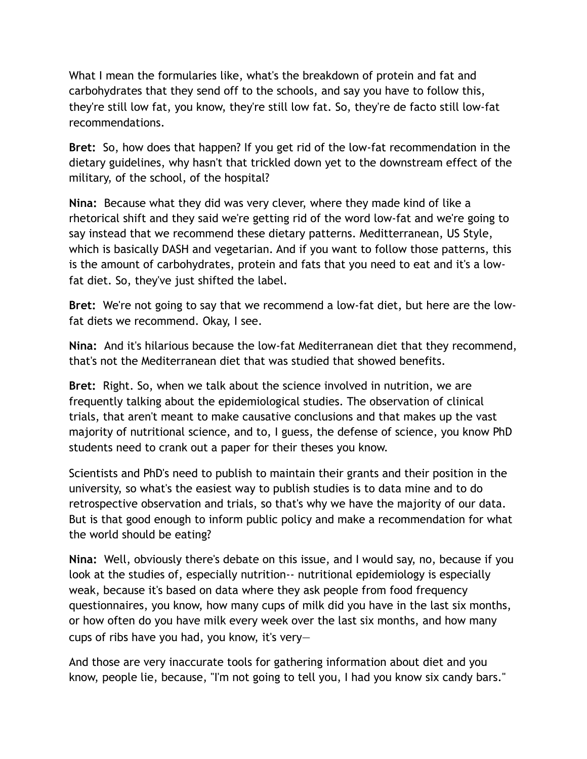What I mean the formularies like, what's the breakdown of protein and fat and carbohydrates that they send off to the schools, and say you have to follow this, they're still low fat, you know, they're still low fat. So, they're de facto still low-fat recommendations.

**Bret:** So, how does that happen? If you get rid of the low-fat recommendation in the dietary guidelines, why hasn't that trickled down yet to the downstream effect of the military, of the school, of the hospital?

**Nina:** Because what they did was very clever, where they made kind of like a rhetorical shift and they said we're getting rid of the word low-fat and we're going to say instead that we recommend these dietary patterns. Meditterranean, US Style, which is basically DASH and vegetarian. And if you want to follow those patterns, this is the amount of carbohydrates, protein and fats that you need to eat and it's a low-fat diet. So, they've just shifted the label.

**Bret:** We're not going to say that we recommend a low-fat diet, but here are the low-fat diets we recommend. Okay, I see.

**Nina:** And it's hilarious because the low-fat Mediterranean diet that they recommend, that's not the Mediterranean diet that was studied that showed benefits.

**Bret:** Right. So, when we talk about the science involved in nutrition, we are frequently talking about the epidemiological studies. The observation of clinical trials, that aren't meant to make causative conclusions and that makes up the vast majority of nutritional science, and to, I guess, the defense of science, you know PhD students need to crank out a paper for their theses you know.

Scientists and PhD's need to publish to maintain their grants and their position in the university, so what's the easiest way to publish studies is to data mine and to do retrospective observation and trials, so that's why we have the majority of our data. But is that good enough to inform public policy and make a recommendation for what the world should be eating?

**Nina:** Well, obviously there's debate on this issue, and I would say, no, because if you look at the studies of, especially nutrition-- nutritional epidemiology is especially weak, because it's based on data where they ask people from food frequency questionnaires, you know, how many cups of milk did you have in the last six months, or how often do you have milk every week over the last six months, and how many cups of ribs have you had, you know, it's very—

And those are very inaccurate tools for gathering information about diet and you know, people lie, because, "I'm not going to tell you, I had you know six candy bars."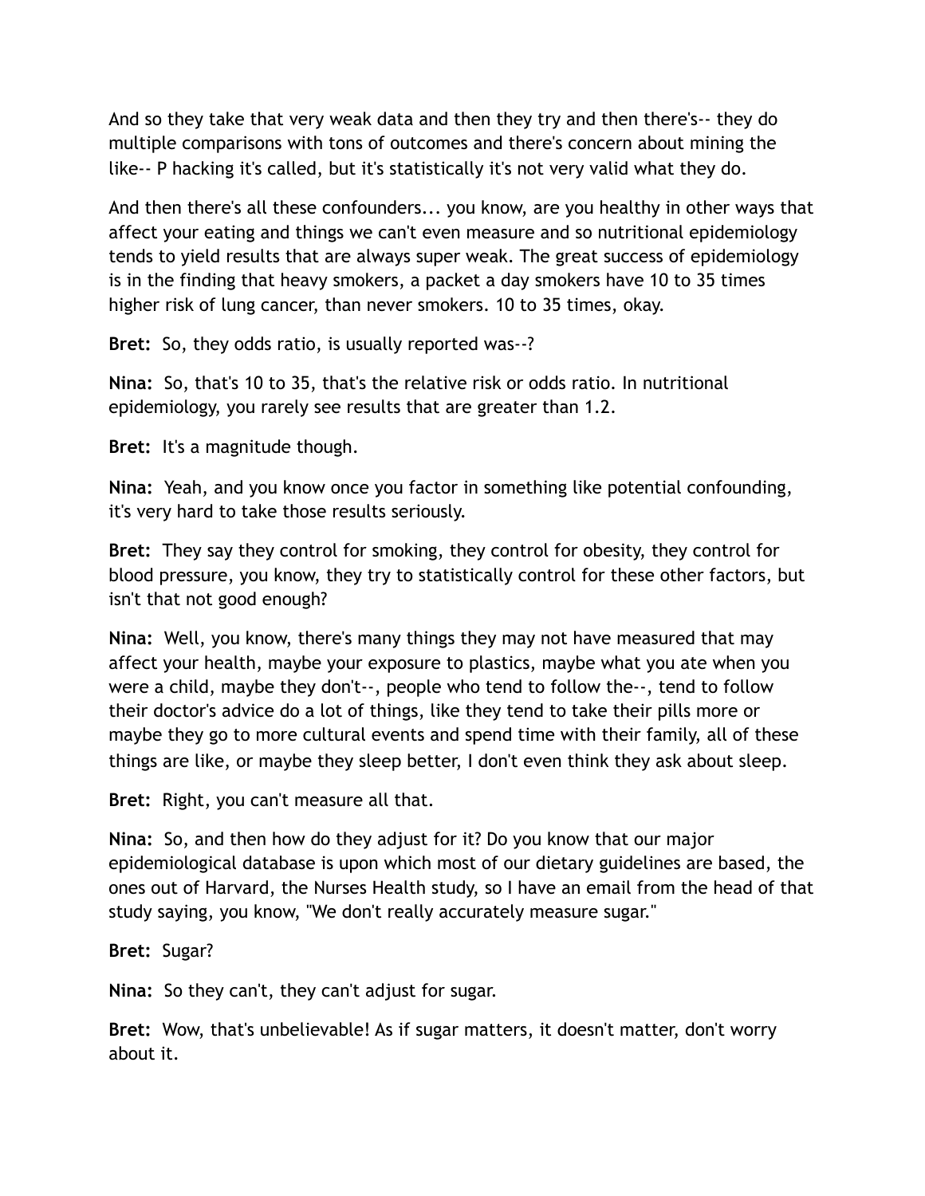And so they take that very weak data and then they try and then there's-- they do multiple comparisons with tons of outcomes and there's concern about mining the like-- P hacking it's called, but it's statistically it's not very valid what they do.

And then there's all these confounders... you know, are you healthy in other ways that affect your eating and things we can't even measure and so nutritional epidemiology tends to yield results that are always super weak. The great success of epidemiology is in the finding that heavy smokers, a packet a day smokers have 10 to 35 times higher risk of lung cancer, than never smokers. 10 to 35 times, okay.

**Bret:** So, they odds ratio, is usually reported was--?

**Nina:** So, that's 10 to 35, that's the relative risk or odds ratio. In nutritional epidemiology, you rarely see results that are greater than 1.2.

**Bret:** It's a magnitude though.

**Nina:** Yeah, and you know once you factor in something like potential confounding, it's very hard to take those results seriously.

**Bret:** They say they control for smoking, they control for obesity, they control for blood pressure, you know, they try to statistically control for these other factors, but isn't that not good enough?

**Nina:** Well, you know, there's many things they may not have measured that may affect your health, maybe your exposure to plastics, maybe what you ate when you were a child, maybe they don't--, people who tend to follow the--, tend to follow their doctor's advice do a lot of things, like they tend to take their pills more or maybe they go to more cultural events and spend time with their family, all of these things are like, or maybe they sleep better, I don't even think they ask about sleep.

**Bret:** Right, you can't measure all that.

**Nina:** So, and then how do they adjust for it? Do you know that our major epidemiological database is upon which most of our dietary guidelines are based, the ones out of Harvard, the Nurses Health study, so I have an email from the head of that study saying, you know, "We don't really accurately measure sugar."

**Bret:** Sugar?

**Nina:** So they can't, they can't adjust for sugar.

**Bret:** Wow, that's unbelievable! As if sugar matters, it doesn't matter, don't worry about it.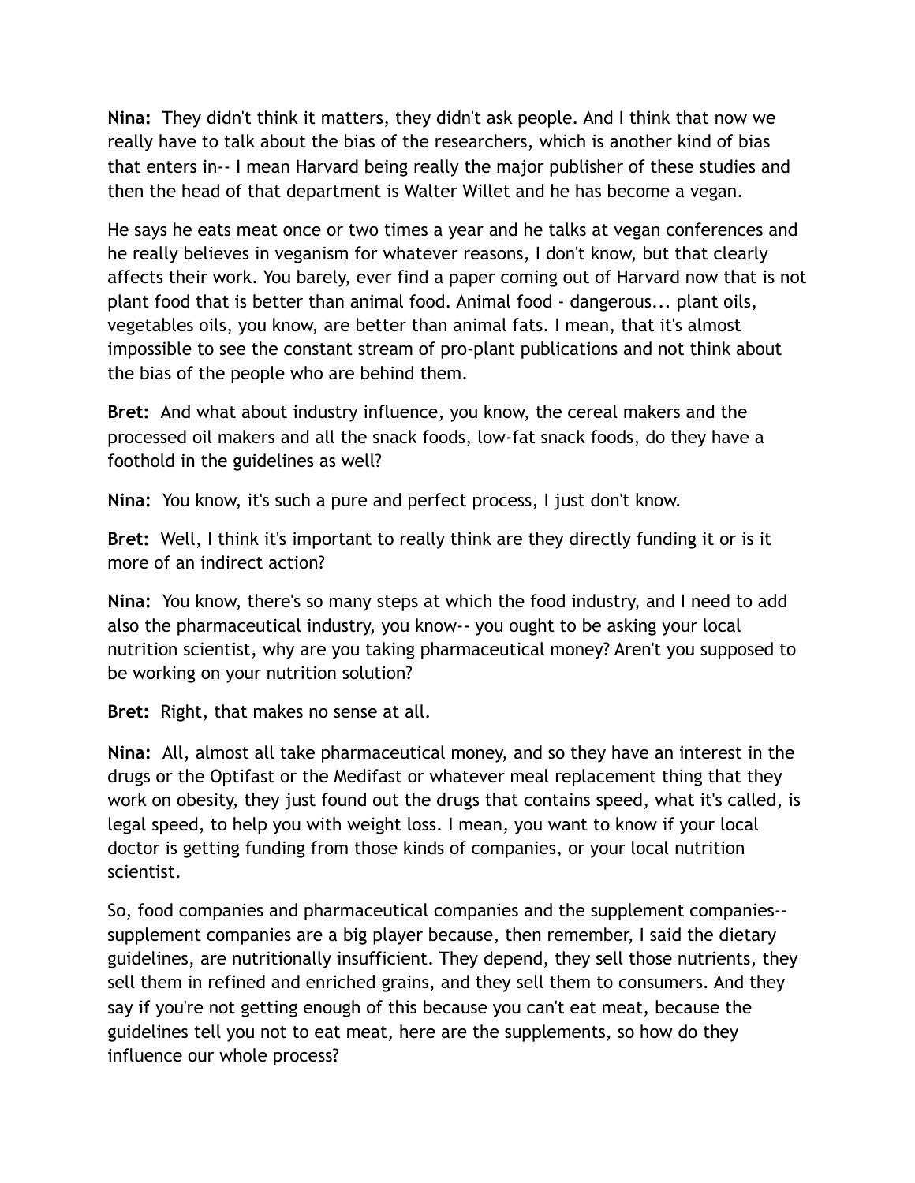**Nina:** They didn't think it matters, they didn't ask people. And I think that now we really have to talk about the bias of the researchers, which is another kind of bias that enters in-- I mean Harvard being really the major publisher of these studies and then the head of that department is Walter Willet and he has become a vegan.

He says he eats meat once or two times a year and he talks at vegan conferences and he really believes in veganism for whatever reasons, I don't know, but that clearly affects their work. You barely, ever find a paper coming out of Harvard now that is not plant food that is better than animal food. Animal food - dangerous... plant oils, vegetables oils, you know, are better than animal fats. I mean, that it's almost impossible to see the constant stream of pro-plant publications and not think about the bias of the people who are behind them.

**Bret:** And what about industry influence, you know, the cereal makers and the processed oil makers and all the snack foods, low-fat snack foods, do they have a foothold in the guidelines as well?

**Nina:** You know, it's such a pure and perfect process, I just don't know.

**Bret:** Well, I think it's important to really think are they directly funding it or is it more of an indirect action?

**Nina:** You know, there's so many steps at which the food industry, and I need to add also the pharmaceutical industry, you know-- you ought to be asking your local nutrition scientist, why are you taking pharmaceutical money? Aren't you supposed to be working on your nutrition solution?

**Bret:** Right, that makes no sense at all.

**Nina:** All, almost all take pharmaceutical money, and so they have an interest in the drugs or the Optifast or the Medifast or whatever meal replacement thing that they work on obesity, they just found out the drugs that contains speed, what it's called, is legal speed, to help you with weight loss. I mean, you want to know if your local doctor is getting funding from those kinds of companies, or your local nutrition scientist.

So, food companies and pharmaceutical companies and the supplement companies-- supplement companies are a big player because, then remember, I said the dietary guidelines, are nutritionally insufficient. They depend, they sell those nutrients, they sell them in refined and enriched grains, and they sell them to consumers. And they say if you're not getting enough of this because you can't eat meat, because the guidelines tell you not to eat meat, here are the supplements, so how do they influence our whole process?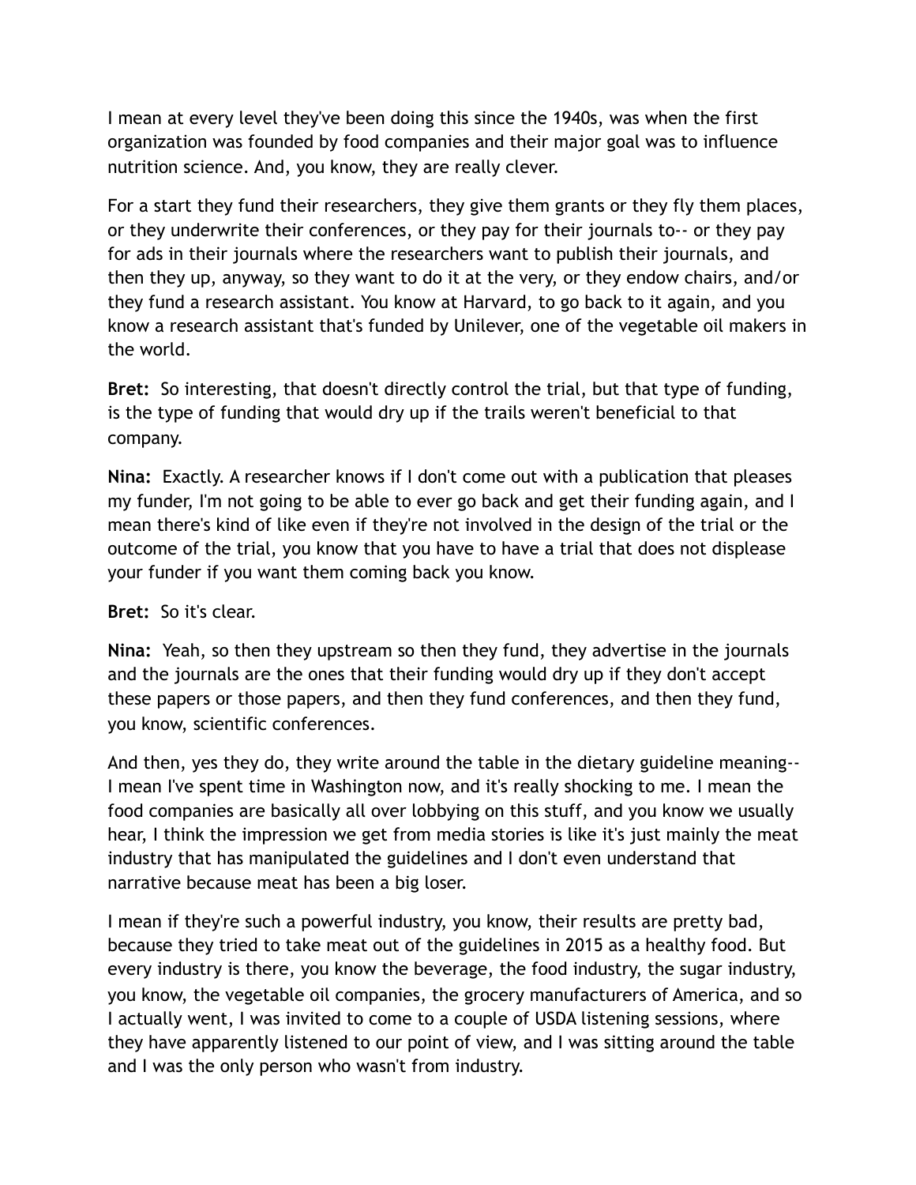I mean at every level they've been doing this since the 1940s, was when the first organization was founded by food companies and their major goal was to influence nutrition science. And, you know, they are really clever.

For a start they fund their researchers, they give them grants or they fly them places, or they underwrite their conferences, or they pay for their journals to-- or they pay for ads in their journals where the researchers want to publish their journals, and then they up, anyway, so they want to do it at the very, or they endow chairs, and/or they fund a research assistant. You know at Harvard, to go back to it again, and you know a research assistant that's funded by Unilever, one of the vegetable oil makers in the world.

**Bret:** So interesting, that doesn't directly control the trial, but that type of funding, is the type of funding that would dry up if the trails weren't beneficial to that company.

**Nina:** Exactly. A researcher knows if I don't come out with a publication that pleases my funder, I'm not going to be able to ever go back and get their funding again, and I mean there's kind of like even if they're not involved in the design of the trial or the outcome of the trial, you know that you have to have a trial that does not displease your funder if you want them coming back you know.

**Bret:** So it's clear.

**Nina:** Yeah, so then they upstream so then they fund, they advertise in the journals and the journals are the ones that their funding would dry up if they don't accept these papers or those papers, and then they fund conferences, and then they fund, you know, scientific conferences.

And then, yes they do, they write around the table in the dietary guideline meaning-- I mean I've spent time in Washington now, and it's really shocking to me. I mean the food companies are basically all over lobbying on this stuff, and you know we usually hear, I think the impression we get from media stories is like it's just mainly the meat industry that has manipulated the guidelines and I don't even understand that narrative because meat has been a big loser.

I mean if they're such a powerful industry, you know, their results are pretty bad, because they tried to take meat out of the guidelines in 2015 as a healthy food. But every industry is there, you know the beverage, the food industry, the sugar industry, you know, the vegetable oil companies, the grocery manufacturers of America, and so I actually went, I was invited to come to a couple of USDA listening sessions, where they have apparently listened to our point of view, and I was sitting around the table and I was the only person who wasn't from industry.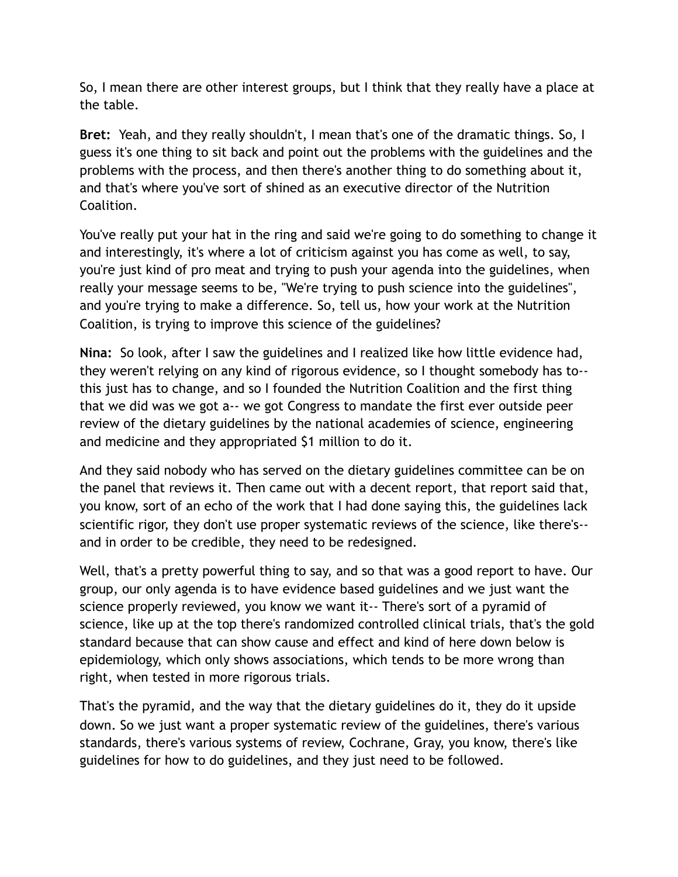So, I mean there are other interest groups, but I think that they really have a place at the table.

**Bret:** Yeah, and they really shouldn't, I mean that's one of the dramatic things. So, I guess it's one thing to sit back and point out the problems with the guidelines and the problems with the process, and then there's another thing to do something about it, and that's where you've sort of shined as an executive director of the Nutrition Coalition.

You've really put your hat in the ring and said we're going to do something to change it and interestingly, it's where a lot of criticism against you has come as well, to say, you're just kind of pro meat and trying to push your agenda into the guidelines, when really your message seems to be, "We're trying to push science into the guidelines", and you're trying to make a difference. So, tell us, how your work at the Nutrition Coalition, is trying to improve this science of the guidelines?

**Nina:** So look, after I saw the guidelines and I realized like how little evidence had, they weren't relying on any kind of rigorous evidence, so I thought somebody has to-- this just has to change, and so I founded the Nutrition Coalition and the first thing that we did was we got a-- we got Congress to mandate the first ever outside peer review of the dietary guidelines by the national academies of science, engineering and medicine and they appropriated $1 million to do it.

And they said nobody who has served on the dietary guidelines committee can be on the panel that reviews it. Then came out with a decent report, that report said that, you know, sort of an echo of the work that I had done saying this, the guidelines lack scientific rigor, they don't use proper systematic reviews of the science, like there's-- and in order to be credible, they need to be redesigned.

Well, that's a pretty powerful thing to say, and so that was a good report to have. Our group, our only agenda is to have evidence based guidelines and we just want the science properly reviewed, you know we want it-- There's sort of a pyramid of science, like up at the top there's randomized controlled clinical trials, that's the gold standard because that can show cause and effect and kind of here down below is epidemiology, which only shows associations, which tends to be more wrong than right, when tested in more rigorous trials.

That's the pyramid, and the way that the dietary guidelines do it, they do it upside down. So we just want a proper systematic review of the guidelines, there's various standards, there's various systems of review, Cochrane, Gray, you know, there's like guidelines for how to do guidelines, and they just need to be followed.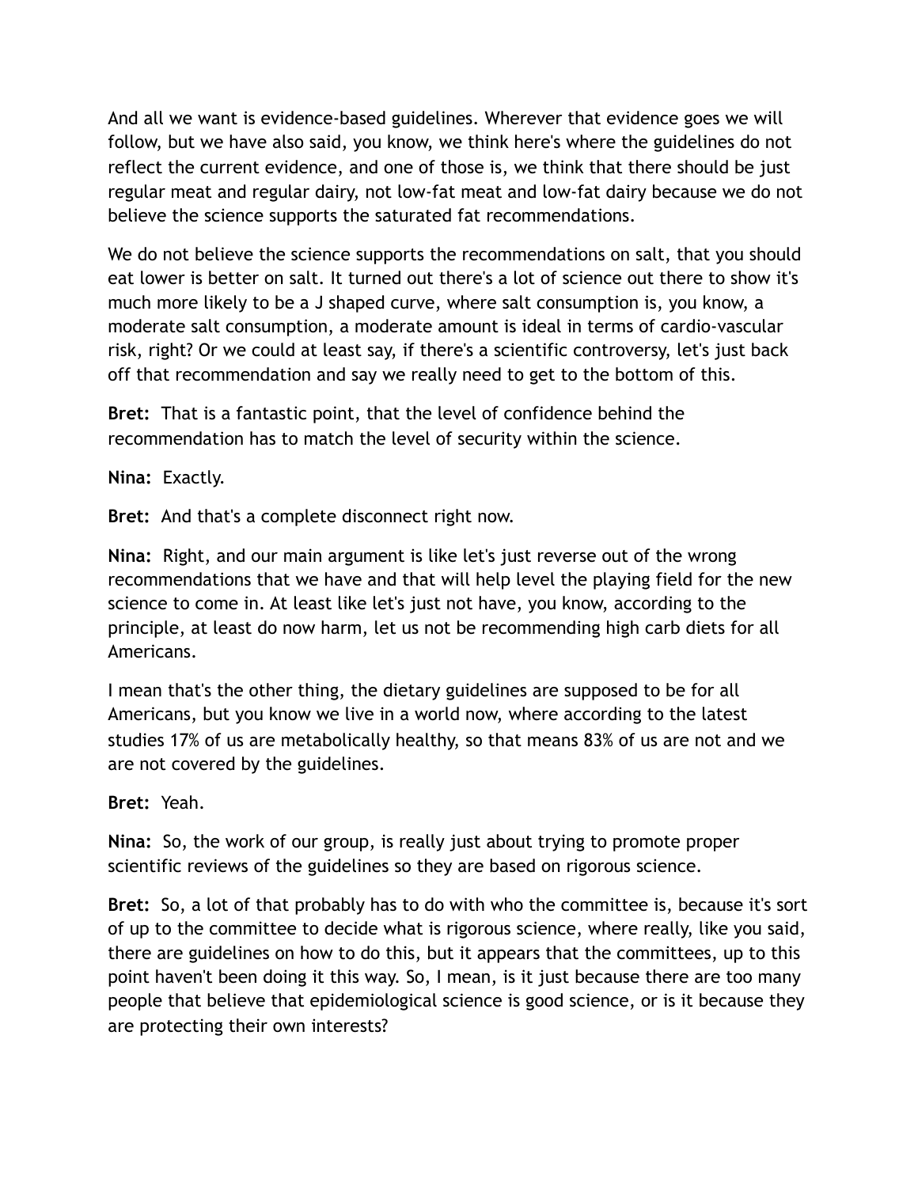And all we want is evidence-based guidelines. Wherever that evidence goes we will follow, but we have also said, you know, we think here's where the guidelines do not reflect the current evidence, and one of those is, we think that there should be just regular meat and regular dairy, not low-fat meat and low-fat dairy because we do not believe the science supports the saturated fat recommendations.

We do not believe the science supports the recommendations on salt, that you should eat lower is better on salt. It turned out there's a lot of science out there to show it's much more likely to be a J shaped curve, where salt consumption is, you know, a moderate salt consumption, a moderate amount is ideal in terms of cardio-vascular risk, right? Or we could at least say, if there's a scientific controversy, let's just back off that recommendation and say we really need to get to the bottom of this.

**Bret:** That is a fantastic point, that the level of confidence behind the recommendation has to match the level of security within the science.

**Nina:** Exactly.

**Bret:** And that's a complete disconnect right now.

**Nina:** Right, and our main argument is like let's just reverse out of the wrong recommendations that we have and that will help level the playing field for the new science to come in. At least like let's just not have, you know, according to the principle, at least do now harm, let us not be recommending high carb diets for all Americans.

I mean that's the other thing, the dietary guidelines are supposed to be for all Americans, but you know we live in a world now, where according to the latest studies 17% of us are metabolically healthy, so that means 83% of us are not and we are not covered by the guidelines.

**Bret:** Yeah.

**Nina:** So, the work of our group, is really just about trying to promote proper scientific reviews of the guidelines so they are based on rigorous science.

**Bret:** So, a lot of that probably has to do with who the committee is, because it's sort of up to the committee to decide what is rigorous science, where really, like you said, there are guidelines on how to do this, but it appears that the committees, up to this point haven't been doing it this way. So, I mean, is it just because there are too many people that believe that epidemiological science is good science, or is it because they are protecting their own interests?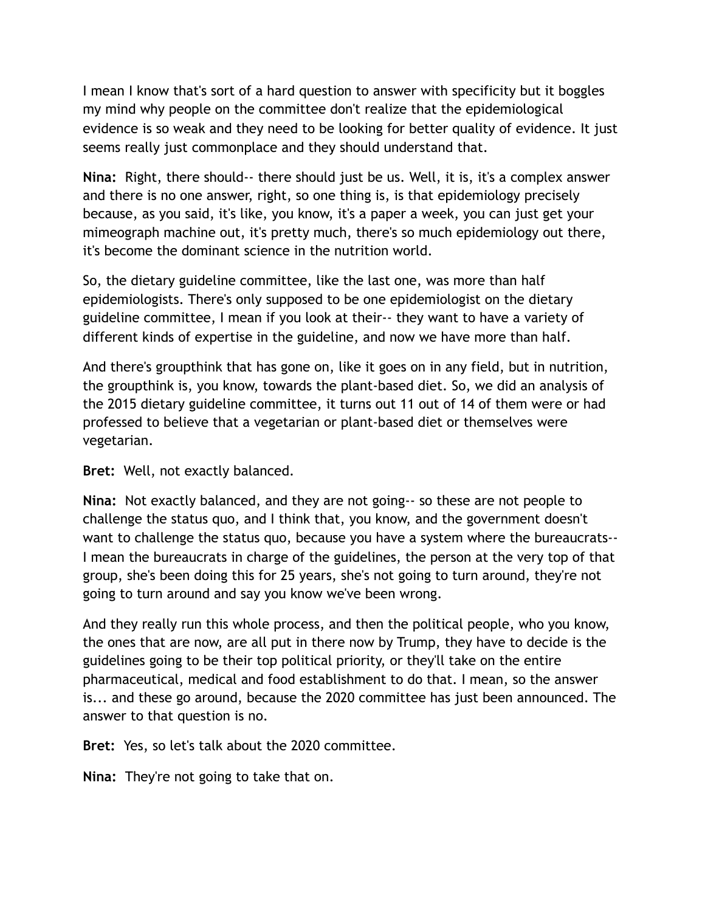I mean I know that's sort of a hard question to answer with specificity but it boggles my mind why people on the committee don't realize that the epidemiological evidence is so weak and they need to be looking for better quality of evidence. It just seems really just commonplace and they should understand that.

**Nina:** Right, there should-- there should just be us. Well, it is, it's a complex answer and there is no one answer, right, so one thing is, is that epidemiology precisely because, as you said, it's like, you know, it's a paper a week, you can just get your mimeograph machine out, it's pretty much, there's so much epidemiology out there, it's become the dominant science in the nutrition world.

So, the dietary guideline committee, like the last one, was more than half epidemiologists. There's only supposed to be one epidemiologist on the dietary guideline committee, I mean if you look at their-- they want to have a variety of different kinds of expertise in the guideline, and now we have more than half.

And there's groupthink that has gone on, like it goes on in any field, but in nutrition, the groupthink is, you know, towards the plant-based diet. So, we did an analysis of the 2015 dietary guideline committee, it turns out 11 out of 14 of them were or had professed to believe that a vegetarian or plant-based diet or themselves were vegetarian.

**Bret:** Well, not exactly balanced.

**Nina:** Not exactly balanced, and they are not going-- so these are not people to challenge the status quo, and I think that, you know, and the government doesn't want to challenge the status quo, because you have a system where the bureaucrats-- I mean the bureaucrats in charge of the guidelines, the person at the very top of that group, she's been doing this for 25 years, she's not going to turn around, they're not going to turn around and say you know we've been wrong.

And they really run this whole process, and then the political people, who you know, the ones that are now, are all put in there now by Trump, they have to decide is the guidelines going to be their top political priority, or they'll take on the entire pharmaceutical, medical and food establishment to do that. I mean, so the answer is... and these go around, because the 2020 committee has just been announced. The answer to that question is no.

**Bret:** Yes, so let's talk about the 2020 committee.

**Nina:** They're not going to take that on.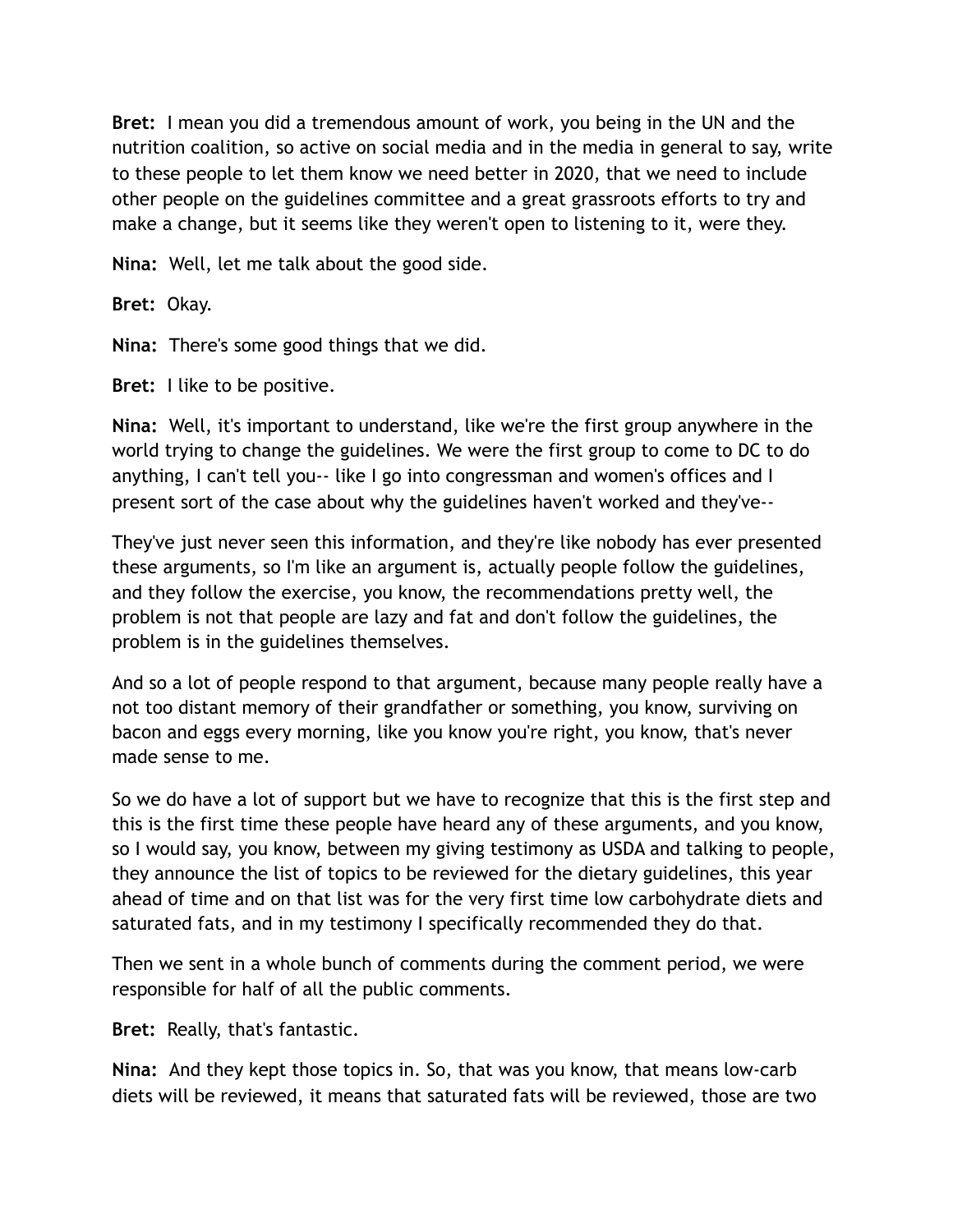**Bret:** I mean you did a tremendous amount of work, you being in the UN and the nutrition coalition, so active on social media and in the media in general to say, write to these people to let them know we need better in 2020, that we need to include other people on the guidelines committee and a great grassroots efforts to try and make a change, but it seems like they weren't open to listening to it, were they.

**Nina:** Well, let me talk about the good side.

**Bret:** Okay.

**Nina:** There's some good things that we did.

**Bret:** I like to be positive.

**Nina:** Well, it's important to understand, like we're the first group anywhere in the world trying to change the guidelines. We were the first group to come to DC to do anything, I can't tell you-- like I go into congressman and women's offices and I present sort of the case about why the guidelines haven't worked and they've--

They've just never seen this information, and they're like nobody has ever presented these arguments, so I'm like an argument is, actually people follow the guidelines, and they follow the exercise, you know, the recommendations pretty well, the problem is not that people are lazy and fat and don't follow the guidelines, the problem is in the guidelines themselves.

And so a lot of people respond to that argument, because many people really have a not too distant memory of their grandfather or something, you know, surviving on bacon and eggs every morning, like you know you're right, you know, that's never made sense to me.

So we do have a lot of support but we have to recognize that this is the first step and this is the first time these people have heard any of these arguments, and you know, so I would say, you know, between my giving testimony as USDA and talking to people, they announce the list of topics to be reviewed for the dietary guidelines, this year ahead of time and on that list was for the very first time low carbohydrate diets and saturated fats, and in my testimony I specifically recommended they do that.

Then we sent in a whole bunch of comments during the comment period, we were responsible for half of all the public comments.

**Bret:** Really, that's fantastic.

**Nina:** And they kept those topics in. So, that was you know, that means low-carb diets will be reviewed, it means that saturated fats will be reviewed, those are two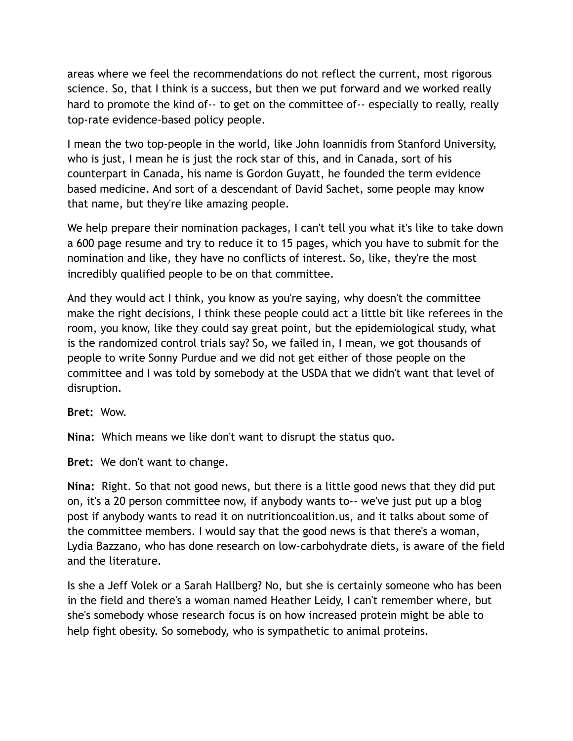areas where we feel the recommendations do not reflect the current, most rigorous science. So, that I think is a success, but then we put forward and we worked really hard to promote the kind of-- to get on the committee of-- especially to really, really top-rate evidence-based policy people.

I mean the two top-people in the world, like John Ioannidis from Stanford University, who is just, I mean he is just the rock star of this, and in Canada, sort of his counterpart in Canada, his name is Gordon Guyatt, he founded the term evidence based medicine. And sort of a descendant of David Sachet, some people may know that name, but they're like amazing people.

We help prepare their nomination packages, I can't tell you what it's like to take down a 600 page resume and try to reduce it to 15 pages, which you have to submit for the nomination and like, they have no conflicts of interest. So, like, they're the most incredibly qualified people to be on that committee.

And they would act I think, you know as you're saying, why doesn't the committee make the right decisions, I think these people could act a little bit like referees in the room, you know, like they could say great point, but the epidemiological study, what is the randomized control trials say? So, we failed in, I mean, we got thousands of people to write Sonny Purdue and we did not get either of those people on the committee and I was told by somebody at the USDA that we didn't want that level of disruption.

**Bret:** Wow.

**Nina:** Which means we like don't want to disrupt the status quo.

**Bret:** We don't want to change.

**Nina:** Right. So that not good news, but there is a little good news that they did put on, it's a 20 person committee now, if anybody wants to-- we've just put up a blog post if anybody wants to read it on nutritioncoalition.us, and it talks about some of the committee members. I would say that the good news is that there's a woman, Lydia Bazzano, who has done research on low-carbohydrate diets, is aware of the field and the literature.

Is she a Jeff Volek or a Sarah Hallberg? No, but she is certainly someone who has been in the field and there's a woman named Heather Leidy, I can't remember where, but she's somebody whose research focus is on how increased protein might be able to help fight obesity. So somebody, who is sympathetic to animal proteins.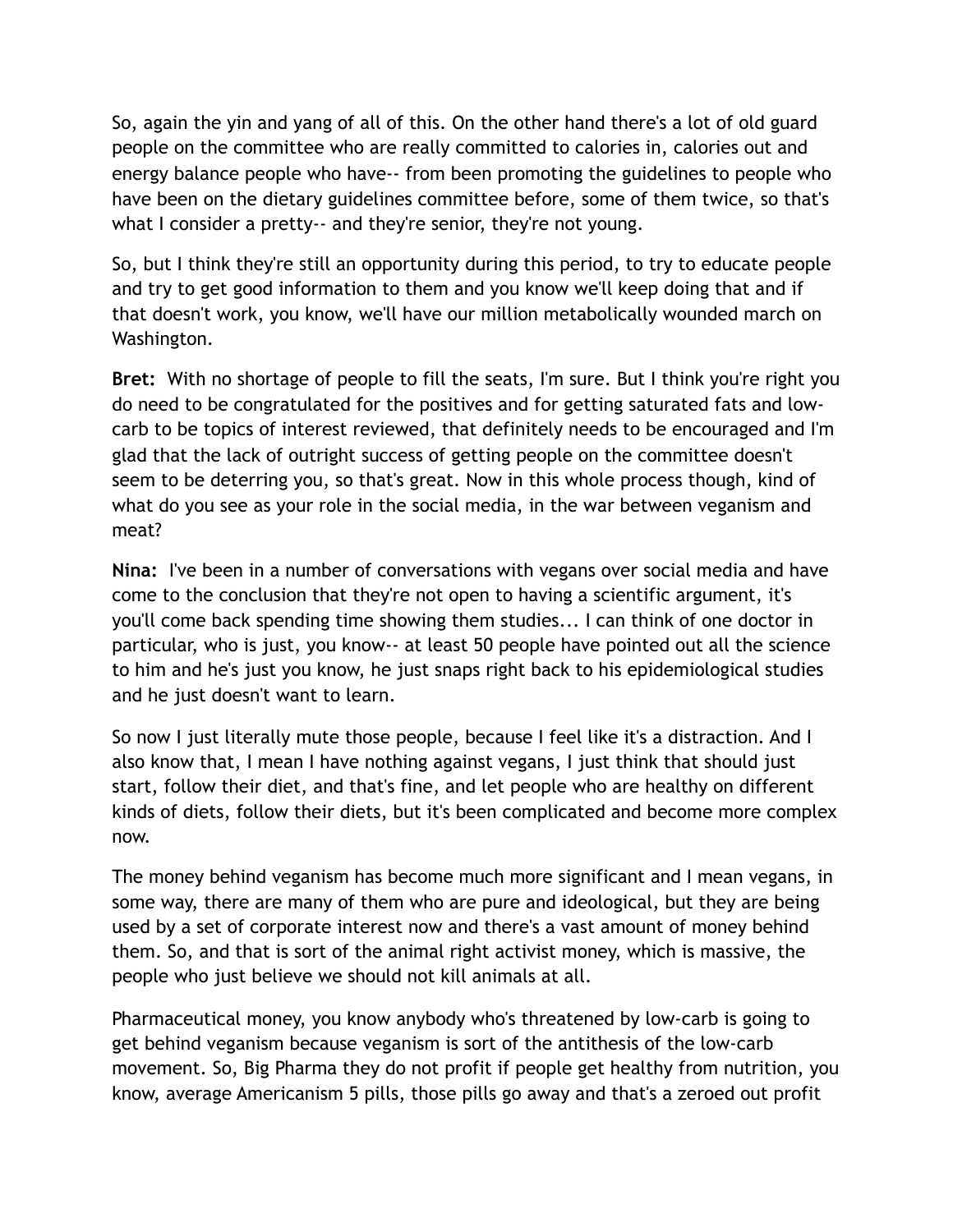So, again the yin and yang of all of this. On the other hand there's a lot of old guard people on the committee who are really committed to calories in, calories out and energy balance people who have-- from been promoting the guidelines to people who have been on the dietary guidelines committee before, some of them twice, so that's what I consider a pretty-- and they're senior, they're not young.

So, but I think they're still an opportunity during this period, to try to educate people and try to get good information to them and you know we'll keep doing that and if that doesn't work, you know, we'll have our million metabolically wounded march on Washington.

**Bret:** With no shortage of people to fill the seats, I'm sure. But I think you're right you do need to be congratulated for the positives and for getting saturated fats and low-carb to be topics of interest reviewed, that definitely needs to be encouraged and I'm glad that the lack of outright success of getting people on the committee doesn't seem to be deterring you, so that's great. Now in this whole process though, kind of what do you see as your role in the social media, in the war between veganism and meat?

**Nina:** I've been in a number of conversations with vegans over social media and have come to the conclusion that they're not open to having a scientific argument, it's you'll come back spending time showing them studies... I can think of one doctor in particular, who is just, you know-- at least 50 people have pointed out all the science to him and he's just you know, he just snaps right back to his epidemiological studies and he just doesn't want to learn.

So now I just literally mute those people, because I feel like it's a distraction. And I also know that, I mean I have nothing against vegans, I just think that should just start, follow their diet, and that's fine, and let people who are healthy on different kinds of diets, follow their diets, but it's been complicated and become more complex now.

The money behind veganism has become much more significant and I mean vegans, in some way, there are many of them who are pure and ideological, but they are being used by a set of corporate interest now and there's a vast amount of money behind them. So, and that is sort of the animal right activist money, which is massive, the people who just believe we should not kill animals at all.

Pharmaceutical money, you know anybody who's threatened by low-carb is going to get behind veganism because veganism is sort of the antithesis of the low-carb movement. So, Big Pharma they do not profit if people get healthy from nutrition, you know, average Americanism 5 pills, those pills go away and that's a zeroed out profit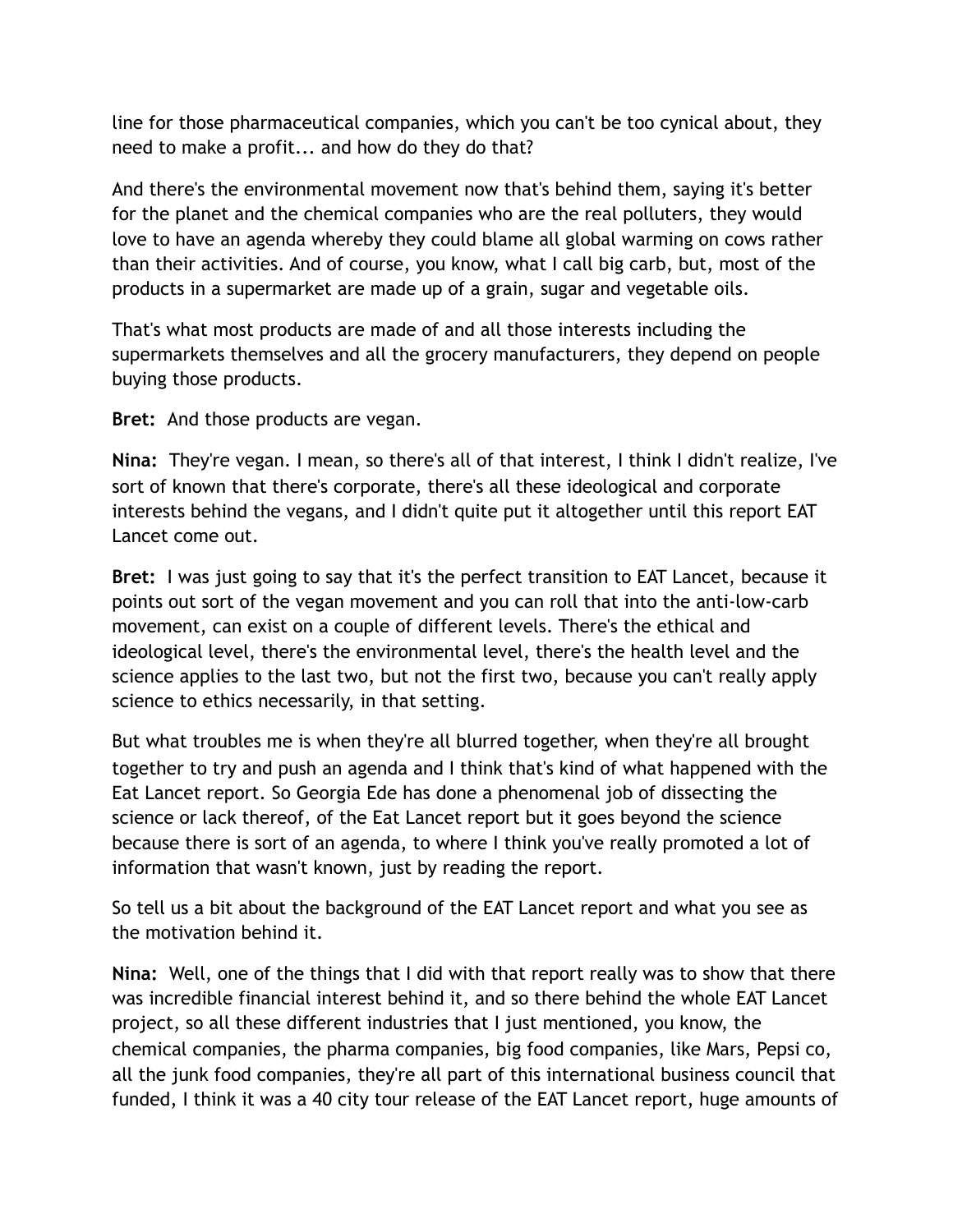line for those pharmaceutical companies, which you can't be too cynical about, they need to make a profit... and how do they do that?

And there's the environmental movement now that's behind them, saying it's better for the planet and the chemical companies who are the real polluters, they would love to have an agenda whereby they could blame all global warming on cows rather than their activities. And of course, you know, what I call big carb, but, most of the products in a supermarket are made up of a grain, sugar and vegetable oils.

That's what most products are made of and all those interests including the supermarkets themselves and all the grocery manufacturers, they depend on people buying those products.

**Bret:** And those products are vegan.

**Nina:** They're vegan. I mean, so there's all of that interest, I think I didn't realize, I've sort of known that there's corporate, there's all these ideological and corporate interests behind the vegans, and I didn't quite put it altogether until this report EAT Lancet come out.

**Bret:** I was just going to say that it's the perfect transition to EAT Lancet, because it points out sort of the vegan movement and you can roll that into the anti-low-carb movement, can exist on a couple of different levels. There's the ethical and ideological level, there's the environmental level, there's the health level and the science applies to the last two, but not the first two, because you can't really apply science to ethics necessarily, in that setting.

But what troubles me is when they're all blurred together, when they're all brought together to try and push an agenda and I think that's kind of what happened with the Eat Lancet report. So Georgia Ede has done a phenomenal job of dissecting the science or lack thereof, of the Eat Lancet report but it goes beyond the science because there is sort of an agenda, to where I think you've really promoted a lot of information that wasn't known, just by reading the report.

So tell us a bit about the background of the EAT Lancet report and what you see as the motivation behind it.

**Nina:** Well, one of the things that I did with that report really was to show that there was incredible financial interest behind it, and so there behind the whole EAT Lancet project, so all these different industries that I just mentioned, you know, the chemical companies, the pharma companies, big food companies, like Mars, Pepsi co, all the junk food companies, they're all part of this international business council that funded, I think it was a 40 city tour release of the EAT Lancet report, huge amounts of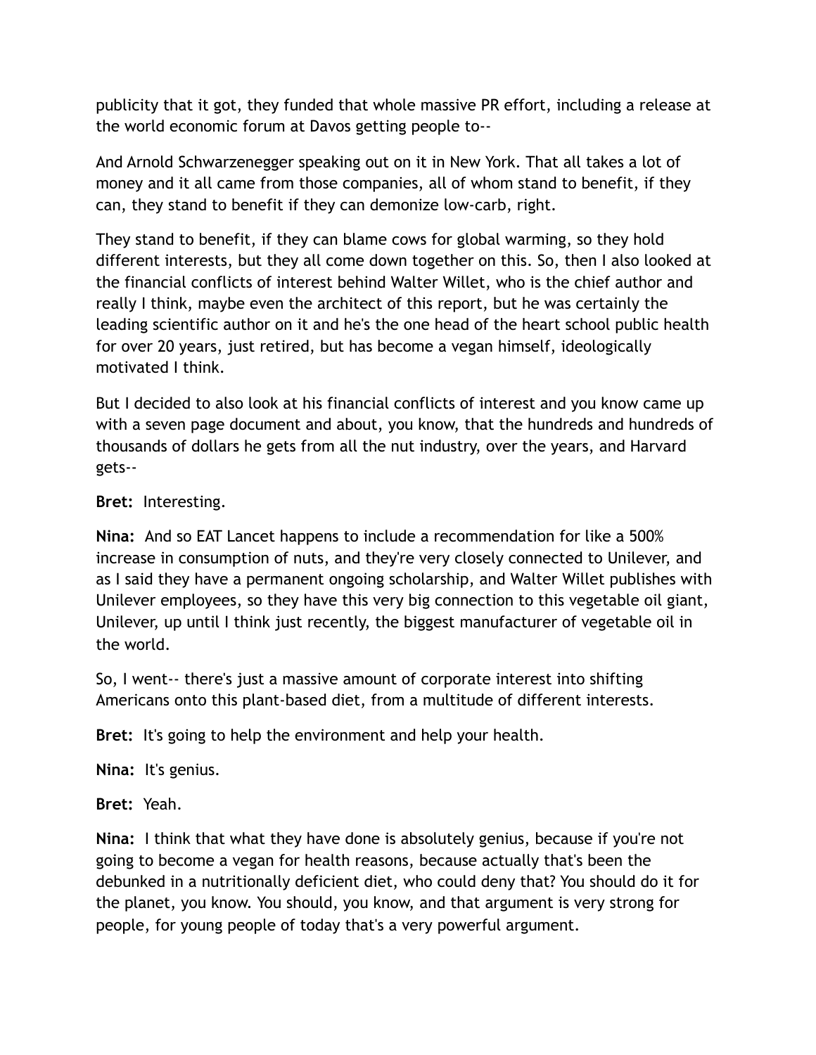publicity that it got, they funded that whole massive PR effort, including a release at the world economic forum at Davos getting people to--

And Arnold Schwarzenegger speaking out on it in New York. That all takes a lot of money and it all came from those companies, all of whom stand to benefit, if they can, they stand to benefit if they can demonize low-carb, right.

They stand to benefit, if they can blame cows for global warming, so they hold different interests, but they all come down together on this. So, then I also looked at the financial conflicts of interest behind Walter Willet, who is the chief author and really I think, maybe even the architect of this report, but he was certainly the leading scientific author on it and he's the one head of the heart school public health for over 20 years, just retired, but has become a vegan himself, ideologically motivated I think.

But I decided to also look at his financial conflicts of interest and you know came up with a seven page document and about, you know, that the hundreds and hundreds of thousands of dollars he gets from all the nut industry, over the years, and Harvard gets--

**Bret:** Interesting.

**Nina:** And so EAT Lancet happens to include a recommendation for like a 500% increase in consumption of nuts, and they're very closely connected to Unilever, and as I said they have a permanent ongoing scholarship, and Walter Willet publishes with Unilever employees, so they have this very big connection to this vegetable oil giant, Unilever, up until I think just recently, the biggest manufacturer of vegetable oil in the world.

So, I went-- there's just a massive amount of corporate interest into shifting Americans onto this plant-based diet, from a multitude of different interests.

**Bret:** It's going to help the environment and help your health.

**Nina:** It's genius.

**Bret:** Yeah.

**Nina:** I think that what they have done is absolutely genius, because if you're not going to become a vegan for health reasons, because actually that's been the debunked in a nutritionally deficient diet, who could deny that? You should do it for the planet, you know. You should, you know, and that argument is very strong for people, for young people of today that's a very powerful argument.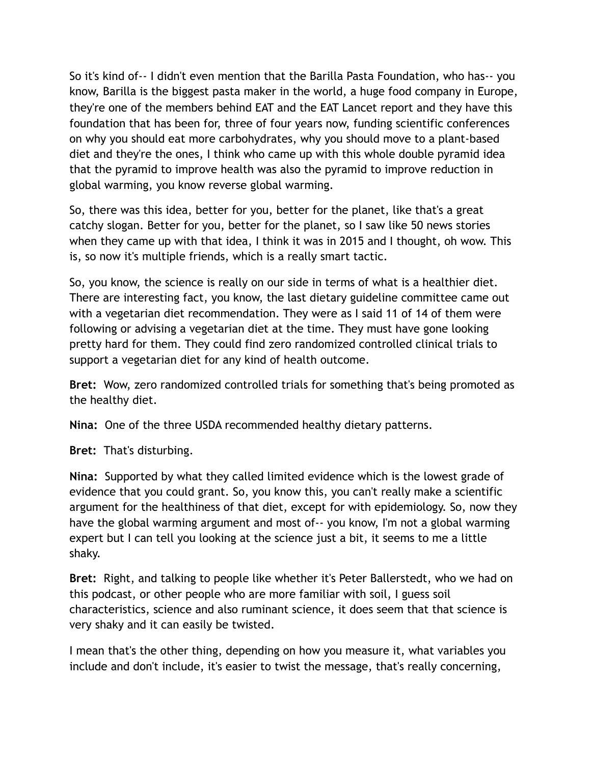So it's kind of-- I didn't even mention that the Barilla Pasta Foundation, who has-- you know, Barilla is the biggest pasta maker in the world, a huge food company in Europe, they're one of the members behind EAT and the EAT Lancet report and they have this foundation that has been for, three of four years now, funding scientific conferences on why you should eat more carbohydrates, why you should move to a plant-based diet and they're the ones, I think who came up with this whole double pyramid idea that the pyramid to improve health was also the pyramid to improve reduction in global warming, you know reverse global warming.

So, there was this idea, better for you, better for the planet, like that's a great catchy slogan. Better for you, better for the planet, so I saw like 50 news stories when they came up with that idea, I think it was in 2015 and I thought, oh wow. This is, so now it's multiple friends, which is a really smart tactic.

So, you know, the science is really on our side in terms of what is a healthier diet. There are interesting fact, you know, the last dietary guideline committee came out with a vegetarian diet recommendation. They were as I said 11 of 14 of them were following or advising a vegetarian diet at the time. They must have gone looking pretty hard for them. They could find zero randomized controlled clinical trials to support a vegetarian diet for any kind of health outcome.

**Bret:** Wow, zero randomized controlled trials for something that's being promoted as the healthy diet.

**Nina:** One of the three USDA recommended healthy dietary patterns.

**Bret:** That's disturbing.

**Nina:** Supported by what they called limited evidence which is the lowest grade of evidence that you could grant. So, you know this, you can't really make a scientific argument for the healthiness of that diet, except for with epidemiology. So, now they have the global warming argument and most of-- you know, I'm not a global warming expert but I can tell you looking at the science just a bit, it seems to me a little shaky.

**Bret:** Right, and talking to people like whether it's Peter Ballerstedt, who we had on this podcast, or other people who are more familiar with soil, I guess soil characteristics, science and also ruminant science, it does seem that that science is very shaky and it can easily be twisted.

I mean that's the other thing, depending on how you measure it, what variables you include and don't include, it's easier to twist the message, that's really concerning,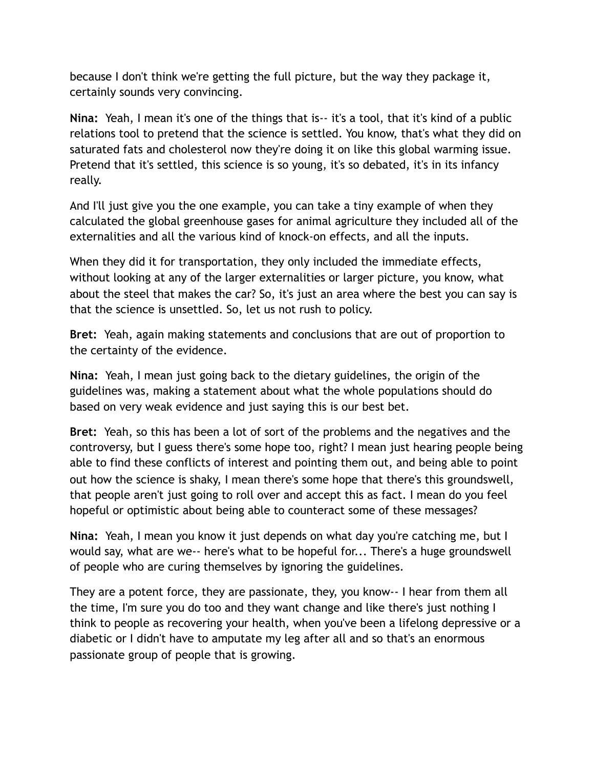because I don't think we're getting the full picture, but the way they package it, certainly sounds very convincing.

**Nina:** Yeah, I mean it's one of the things that is-- it's a tool, that it's kind of a public relations tool to pretend that the science is settled. You know, that's what they did on saturated fats and cholesterol now they're doing it on like this global warming issue. Pretend that it's settled, this science is so young, it's so debated, it's in its infancy really.

And I'll just give you the one example, you can take a tiny example of when they calculated the global greenhouse gases for animal agriculture they included all of the externalities and all the various kind of knock-on effects, and all the inputs.

When they did it for transportation, they only included the immediate effects, without looking at any of the larger externalities or larger picture, you know, what about the steel that makes the car? So, it's just an area where the best you can say is that the science is unsettled. So, let us not rush to policy.

**Bret:** Yeah, again making statements and conclusions that are out of proportion to the certainty of the evidence.

**Nina:** Yeah, I mean just going back to the dietary guidelines, the origin of the guidelines was, making a statement about what the whole populations should do based on very weak evidence and just saying this is our best bet.

**Bret:** Yeah, so this has been a lot of sort of the problems and the negatives and the controversy, but I guess there's some hope too, right? I mean just hearing people being able to find these conflicts of interest and pointing them out, and being able to point out how the science is shaky, I mean there's some hope that there's this groundswell, that people aren't just going to roll over and accept this as fact. I mean do you feel hopeful or optimistic about being able to counteract some of these messages?

**Nina:** Yeah, I mean you know it just depends on what day you're catching me, but I would say, what are we-- here's what to be hopeful for... There's a huge groundswell of people who are curing themselves by ignoring the guidelines.

They are a potent force, they are passionate, they, you know-- I hear from them all the time, I'm sure you do too and they want change and like there's just nothing I think to people as recovering your health, when you've been a lifelong depressive or a diabetic or I didn't have to amputate my leg after all and so that's an enormous passionate group of people that is growing.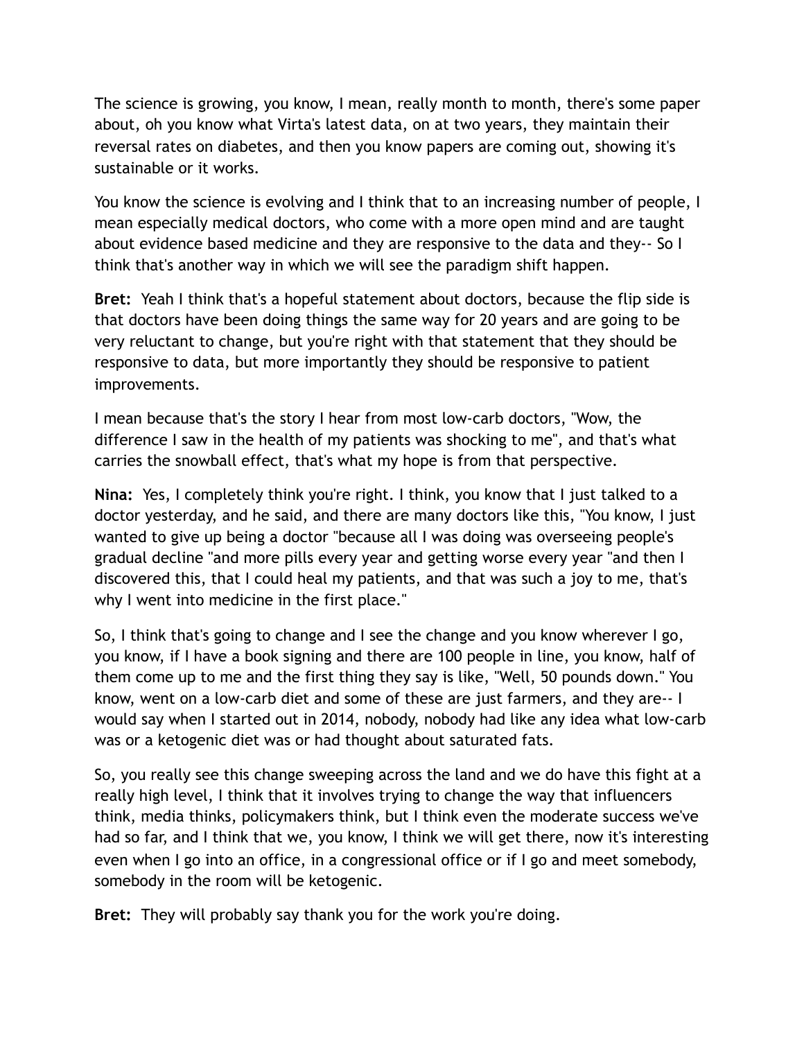The science is growing, you know, I mean, really month to month, there's some paper about, oh you know what Virta's latest data, on at two years, they maintain their reversal rates on diabetes, and then you know papers are coming out, showing it's sustainable or it works.

You know the science is evolving and I think that to an increasing number of people, I mean especially medical doctors, who come with a more open mind and are taught about evidence based medicine and they are responsive to the data and they-- So I think that's another way in which we will see the paradigm shift happen.

**Bret:** Yeah I think that's a hopeful statement about doctors, because the flip side is that doctors have been doing things the same way for 20 years and are going to be very reluctant to change, but you're right with that statement that they should be responsive to data, but more importantly they should be responsive to patient improvements.

I mean because that's the story I hear from most low-carb doctors, "Wow, the difference I saw in the health of my patients was shocking to me", and that's what carries the snowball effect, that's what my hope is from that perspective.

**Nina:** Yes, I completely think you're right. I think, you know that I just talked to a doctor yesterday, and he said, and there are many doctors like this, "You know, I just wanted to give up being a doctor "because all I was doing was overseeing people's gradual decline "and more pills every year and getting worse every year "and then I discovered this, that I could heal my patients, and that was such a joy to me, that's why I went into medicine in the first place."

So, I think that's going to change and I see the change and you know wherever I go, you know, if I have a book signing and there are 100 people in line, you know, half of them come up to me and the first thing they say is like, "Well, 50 pounds down." You know, went on a low-carb diet and some of these are just farmers, and they are-- I would say when I started out in 2014, nobody, nobody had like any idea what low-carb was or a ketogenic diet was or had thought about saturated fats.

So, you really see this change sweeping across the land and we do have this fight at a really high level, I think that it involves trying to change the way that influencers think, media thinks, policymakers think, but I think even the moderate success we've had so far, and I think that we, you know, I think we will get there, now it's interesting even when I go into an office, in a congressional office or if I go and meet somebody, somebody in the room will be ketogenic.

**Bret:** They will probably say thank you for the work you're doing.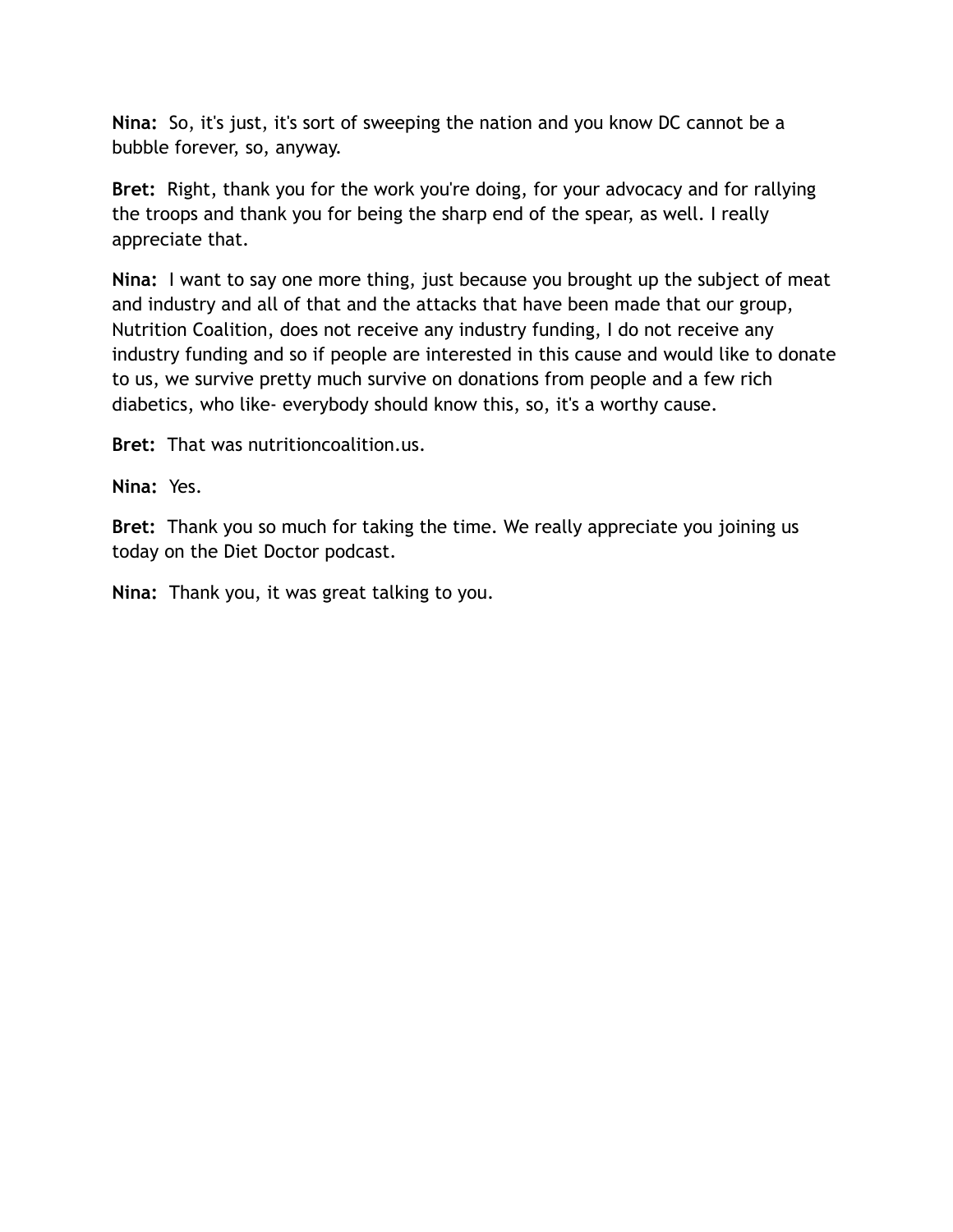**Nina:** So, it's just, it's sort of sweeping the nation and you know DC cannot be a bubble forever, so, anyway.

**Bret:** Right, thank you for the work you're doing, for your advocacy and for rallying the troops and thank you for being the sharp end of the spear, as well. I really appreciate that.

**Nina:** I want to say one more thing, just because you brought up the subject of meat and industry and all of that and the attacks that have been made that our group, Nutrition Coalition, does not receive any industry funding, I do not receive any industry funding and so if people are interested in this cause and would like to donate to us, we survive pretty much survive on donations from people and a few rich diabetics, who like- everybody should know this, so, it's a worthy cause.

**Bret:** That was nutritioncoalition.us.

**Nina:** Yes.

**Bret:** Thank you so much for taking the time. We really appreciate you joining us today on the Diet Doctor podcast.

**Nina:** Thank you, it was great talking to you.